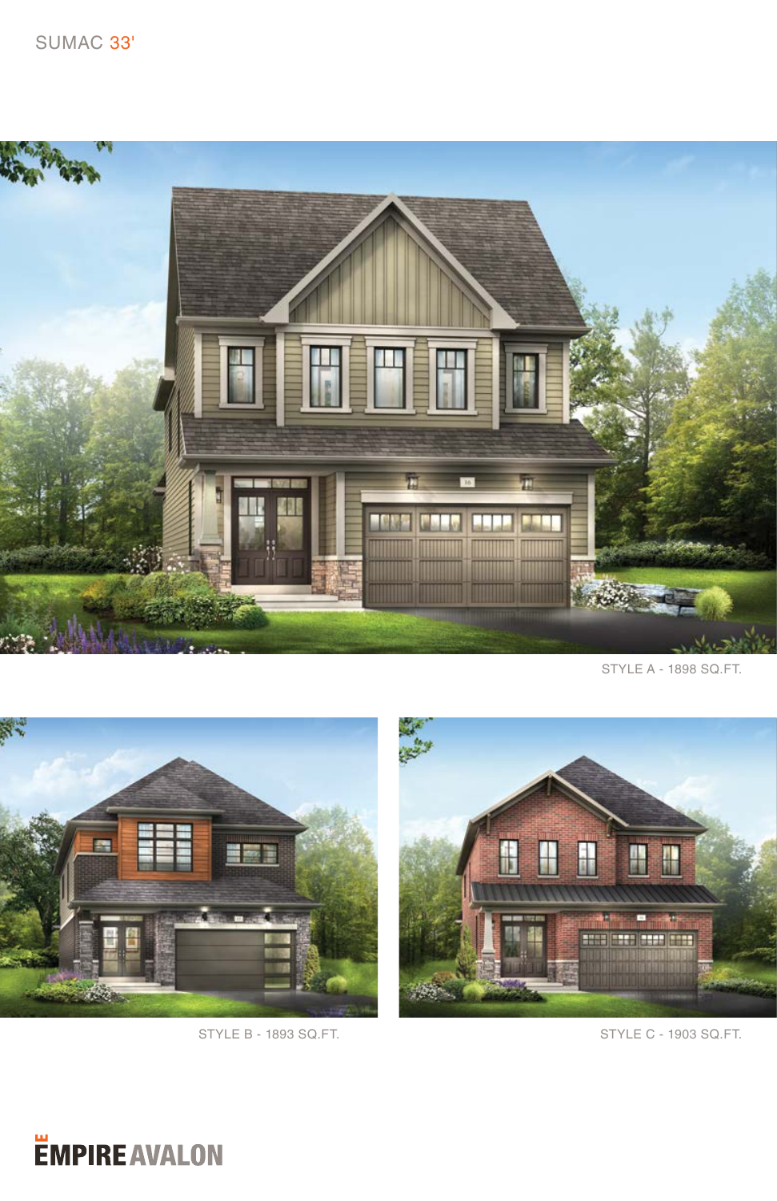# SUMAC 33'

STYLE A - 1898 SQ.FT.

STYLE B - 1893 SQ.FT.

STYLE C - 1903 SQ.FT.

EMPIRE AVALON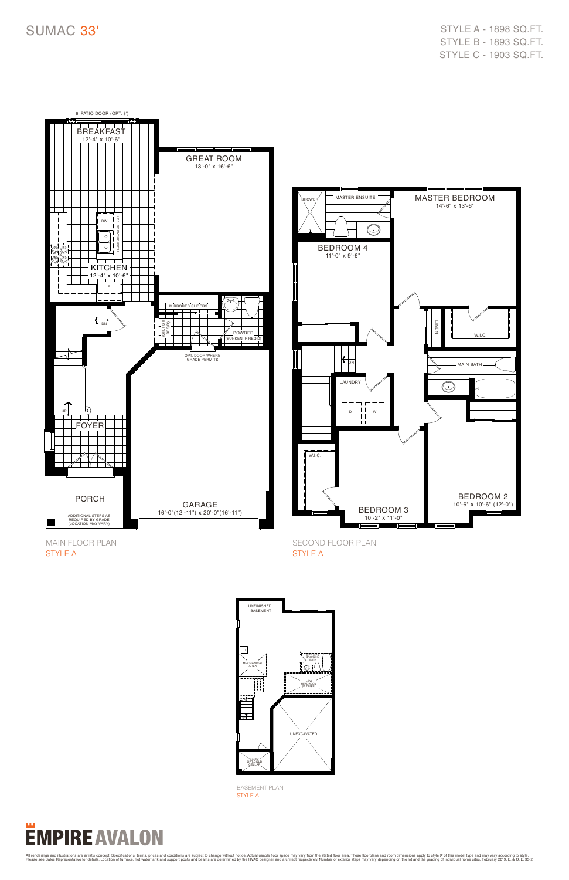# SUMAC 33'

STYLE A - 1898 SQ.FT.
STYLE B - 1893 SQ.FT.
STYLE C - 1903 SQ.FT.

6' PATIO DOOR (OPT. 8')

BREAKFAST
12'-4" x 10'-6"

GREAT ROOM
13'-0" x 16'-6"

DW

FLUSH BREAKFAST BAR

KITCHEN
12'-4" x 10'-6"

F

DN

MIRRORED SLIDERS

STEPS (IF REQ'D)

POWDER
(SUNKEN IF REQ'D)

OPT. DOOR WHERE GRADE PERMITS

UP

FOYER

PORCH

ADDITIONAL STEPS AS REQUIRED BY GRADE (LOCATION MAY VARY)

GARAGE
16'-0"(12'-11") x 20'-0"(16'-11")

MAIN FLOOR PLAN
STYLE A

SHOWER

MASTER ENSUITE

MASTER BEDROOM
14'-6" x 13'-6"

BEDROOM 4
11'-0" x 9'-6"

LINEN

W.I.C.

DN

MAIN BATH

LAUNDRY

D

W

W.I.C.

BEDROOM 3
10'-2" x 11'-0"

BEDROOM 2
10'-6" x 10'-6" (12'-0")

SECOND FLOOR PLAN
STYLE A

UNFINISHED BASEMENT

MECHANICAL AREA

OPT. 3 PC ROUGH-IN BATH

LOW HEADROOM (IF REQ'D)

UNEXCAVATED

UNEX. OPT. COLD CELLAR

BASEMENT PLAN
STYLE A

EMPIRE AVALON

All renderings and illustrations are artist's concept. Specifications, terms, prices and conditions are subject to change without notice. Actual usable floor space may vary from the stated floor area. These floorplans and room dimensions apply to style 'A' of this model type and may vary according to style. Please see Sales Representative for details. Location of furnace, hot water tank and support posts and beams are determined by the HVAC designer and architect respectively. Number of exterior steps may vary depending on the lot and the grading of individual home sites. February 2019. E. & O. E. 33-2